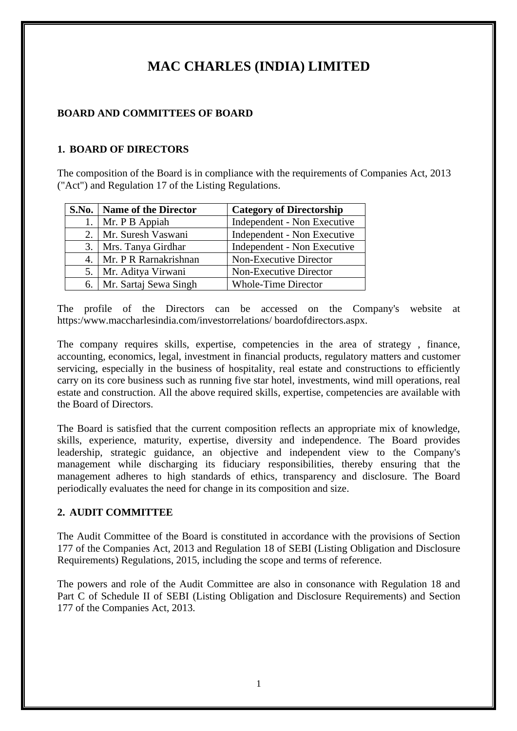# MAC CHARLES (INDIA) LIMITED

## BOARD AND COMMITTEES OF BOARD

### 1. BOARD OF DIRECTORS

The composition of the Board is in compliance with the requirements of Companies Act, 2013 ("Act") and Regulation 17 of the Listing Regulations.

| S.No. | Name of the Director | Category of Directorship |
|---|---|---|
| 1. | Mr. P B Appiah | Independent - Non Executive |
| 2. | Mr. Suresh Vaswani | Independent - Non Executive |
| 3. | Mrs. Tanya Girdhar | Independent - Non Executive |
| 4. | Mr. P R Rarnakrishnan | Non-Executive Director |
| 5. | Mr. Aditya Virwani | Non-Executive Director |
| 6. | Mr. Sartaj Sewa Singh | Whole-Time Director |

The profile of the Directors can be accessed on the Company's website at https:/www.maccharlesindia.com/investorrelations/ boardofdirectors.aspx.

The company requires skills, expertise, competencies in the area of strategy , finance, accounting, economics, legal, investment in financial products, regulatory matters and customer servicing, especially in the business of hospitality, real estate and constructions to efficiently carry on its core business such as running five star hotel, investments, wind mill operations, real estate and construction. All the above required skills, expertise, competencies are available with the Board of Directors.

The Board is satisfied that the current composition reflects an appropriate mix of knowledge, skills, experience, maturity, expertise, diversity and independence. The Board provides leadership, strategic guidance, an objective and independent view to the Company's management while discharging its fiduciary responsibilities, thereby ensuring that the management adheres to high standards of ethics, transparency and disclosure. The Board periodically evaluates the need for change in its composition and size.

### 2. AUDIT COMMITTEE

The Audit Committee of the Board is constituted in accordance with the provisions of Section 177 of the Companies Act, 2013 and Regulation 18 of SEBI (Listing Obligation and Disclosure Requirements) Regulations, 2015, including the scope and terms of reference.

The powers and role of the Audit Committee are also in consonance with Regulation 18 and Part C of Schedule II of SEBI (Listing Obligation and Disclosure Requirements) and Section 177 of the Companies Act, 2013.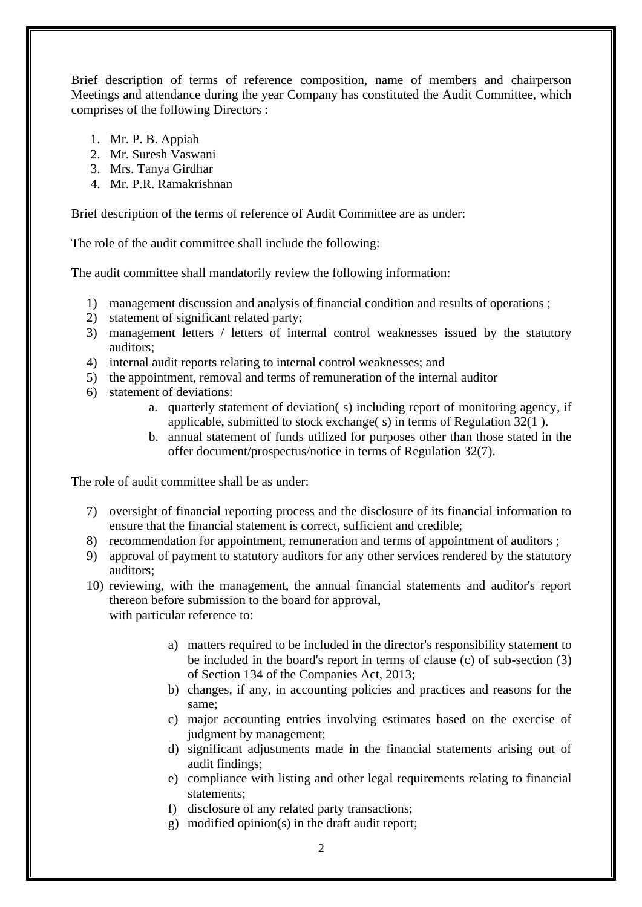Brief description of terms of reference composition, name of members and chairperson Meetings and attendance during the year Company has constituted the Audit Committee, which comprises of the following Directors :

1. Mr. P. B. Appiah
2. Mr. Suresh Vaswani
3. Mrs. Tanya Girdhar
4. Mr. P.R. Ramakrishnan

Brief description of the terms of reference of Audit Committee are as under:

The role of the audit committee shall include the following:

The audit committee shall mandatorily review the following information:

1) management discussion and analysis of financial condition and results of operations ;
2) statement of significant related party;
3) management letters / letters of internal control weaknesses issued by the statutory auditors;
4) internal audit reports relating to internal control weaknesses; and
5) the appointment, removal and terms of remuneration of the internal auditor
6) statement of deviations:
    a. quarterly statement of deviation( s) including report of monitoring agency, if applicable, submitted to stock exchange( s) in terms of Regulation 32(1 ).
    b. annual statement of funds utilized for purposes other than those stated in the offer document/prospectus/notice in terms of Regulation 32(7).

The role of audit committee shall be as under:

7) oversight of financial reporting process and the disclosure of its financial information to ensure that the financial statement is correct, sufficient and credible;
8) recommendation for appointment, remuneration and terms of appointment of auditors ;
9) approval of payment to statutory auditors for any other services rendered by the statutory auditors;
10) reviewing, with the management, the annual financial statements and auditor's report thereon before submission to the board for approval,
    with particular reference to:
    a) matters required to be included in the director's responsibility statement to be included in the board's report in terms of clause (c) of sub-section (3) of Section 134 of the Companies Act, 2013;
    b) changes, if any, in accounting policies and practices and reasons for the same;
    c) major accounting entries involving estimates based on the exercise of judgment by management;
    d) significant adjustments made in the financial statements arising out of audit findings;
    e) compliance with listing and other legal requirements relating to financial statements;
    f) disclosure of any related party transactions;
    g) modified opinion(s) in the draft audit report;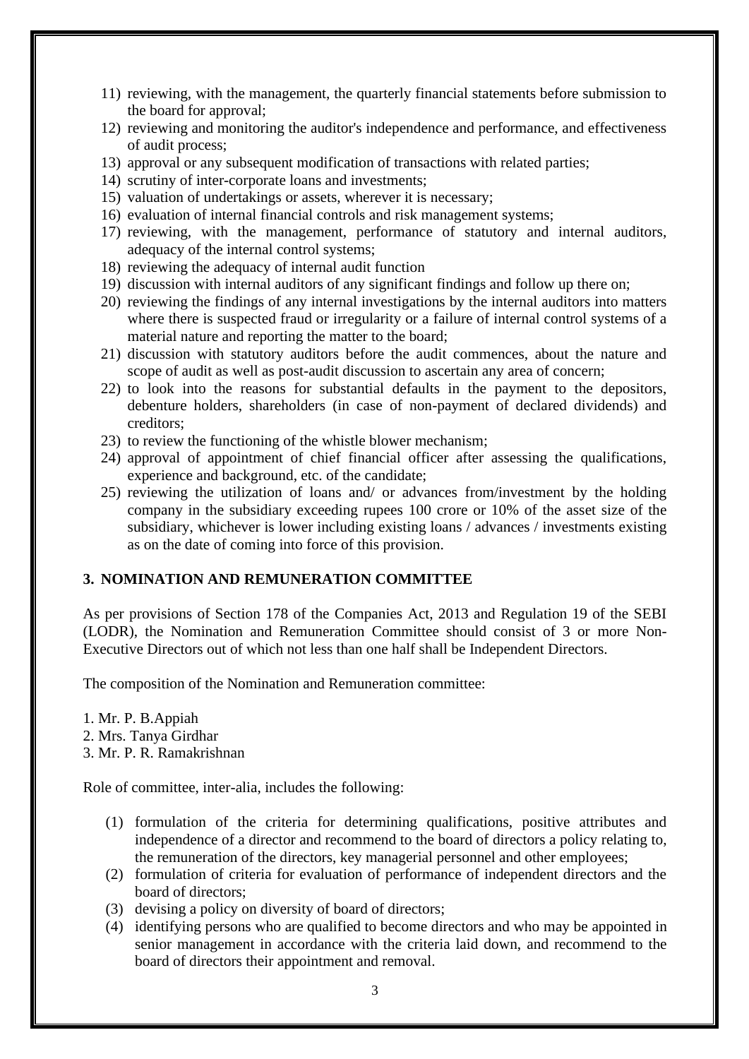11) reviewing, with the management, the quarterly financial statements before submission to the board for approval;
12) reviewing and monitoring the auditor's independence and performance, and effectiveness of audit process;
13) approval or any subsequent modification of transactions with related parties;
14) scrutiny of inter-corporate loans and investments;
15) valuation of undertakings or assets, wherever it is necessary;
16) evaluation of internal financial controls and risk management systems;
17) reviewing, with the management, performance of statutory and internal auditors, adequacy of the internal control systems;
18) reviewing the adequacy of internal audit function
19) discussion with internal auditors of any significant findings and follow up there on;
20) reviewing the findings of any internal investigations by the internal auditors into matters where there is suspected fraud or irregularity or a failure of internal control systems of a material nature and reporting the matter to the board;
21) discussion with statutory auditors before the audit commences, about the nature and scope of audit as well as post-audit discussion to ascertain any area of concern;
22) to look into the reasons for substantial defaults in the payment to the depositors, debenture holders, shareholders (in case of non-payment of declared dividends) and creditors;
23) to review the functioning of the whistle blower mechanism;
24) approval of appointment of chief financial officer after assessing the qualifications, experience and background, etc. of the candidate;
25) reviewing the utilization of loans and/ or advances from/investment by the holding company in the subsidiary exceeding rupees 100 crore or 10% of the asset size of the subsidiary, whichever is lower including existing loans / advances / investments existing as on the date of coming into force of this provision.

## 3. NOMINATION AND REMUNERATION COMMITTEE

As per provisions of Section 178 of the Companies Act, 2013 and Regulation 19 of the SEBI (LODR), the Nomination and Remuneration Committee should consist of 3 or more Non-Executive Directors out of which not less than one half shall be Independent Directors.

The composition of the Nomination and Remuneration committee:

1. Mr. P. B.Appiah
2. Mrs. Tanya Girdhar
3. Mr. P. R. Ramakrishnan

Role of committee, inter-alia, includes the following:

(1) formulation of the criteria for determining qualifications, positive attributes and independence of a director and recommend to the board of directors a policy relating to, the remuneration of the directors, key managerial personnel and other employees;
(2) formulation of criteria for evaluation of performance of independent directors and the board of directors;
(3) devising a policy on diversity of board of directors;
(4) identifying persons who are qualified to become directors and who may be appointed in senior management in accordance with the criteria laid down, and recommend to the board of directors their appointment and removal.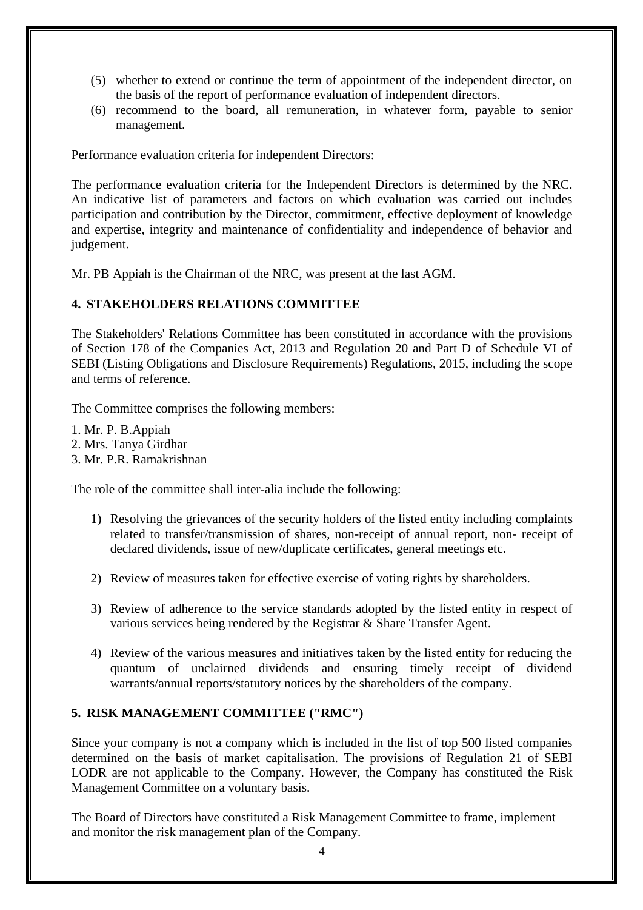(5) whether to extend or continue the term of appointment of the independent director, on the basis of the report of performance evaluation of independent directors.
(6) recommend to the board, all remuneration, in whatever form, payable to senior management.

Performance evaluation criteria for independent Directors:

The performance evaluation criteria for the Independent Directors is determined by the NRC. An indicative list of parameters and factors on which evaluation was carried out includes participation and contribution by the Director, commitment, effective deployment of knowledge and expertise, integrity and maintenance of confidentiality and independence of behavior and judgement.

Mr. PB Appiah is the Chairman of the NRC, was present at the last AGM.

## 4. STAKEHOLDERS RELATIONS COMMITTEE

The Stakeholders' Relations Committee has been constituted in accordance with the provisions of Section 178 of the Companies Act, 2013 and Regulation 20 and Part D of Schedule VI of SEBI (Listing Obligations and Disclosure Requirements) Regulations, 2015, including the scope and terms of reference.

The Committee comprises the following members:

1. Mr. P. B.Appiah
2. Mrs. Tanya Girdhar
3. Mr. P.R. Ramakrishnan

The role of the committee shall inter-alia include the following:

1) Resolving the grievances of the security holders of the listed entity including complaints related to transfer/transmission of shares, non-receipt of annual report, non- receipt of declared dividends, issue of new/duplicate certificates, general meetings etc.

2) Review of measures taken for effective exercise of voting rights by shareholders.

3) Review of adherence to the service standards adopted by the listed entity in respect of various services being rendered by the Registrar & Share Transfer Agent.

4) Review of the various measures and initiatives taken by the listed entity for reducing the quantum of unclairned dividends and ensuring timely receipt of dividend warrants/annual reports/statutory notices by the shareholders of the company.

## 5. RISK MANAGEMENT COMMITTEE ("RMC")

Since your company is not a company which is included in the list of top 500 listed companies determined on the basis of market capitalisation. The provisions of Regulation 21 of SEBI LODR are not applicable to the Company. However, the Company has constituted the Risk Management Committee on a voluntary basis.

The Board of Directors have constituted a Risk Management Committee to frame, implement and monitor the risk management plan of the Company.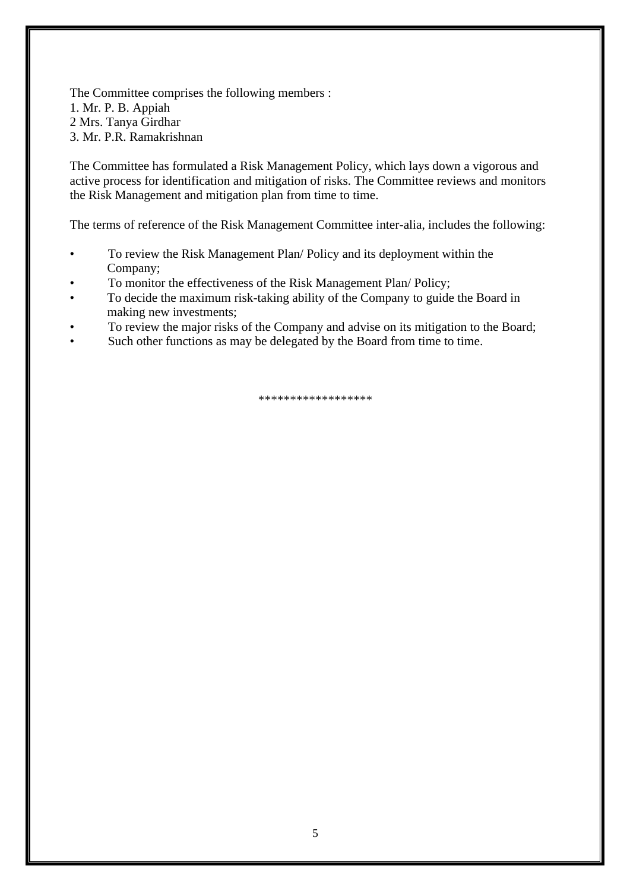The Committee comprises the following members :

1. Mr. P. B. Appiah
2 Mrs. Tanya Girdhar
3. Mr. P.R. Ramakrishnan

The Committee has formulated a Risk Management Policy, which lays down a vigorous and active process for identification and mitigation of risks. The Committee reviews and monitors the Risk Management and mitigation plan from time to time.

The terms of reference of the Risk Management Committee inter-alia, includes the following:

- To review the Risk Management Plan/ Policy and its deployment within the Company;
- To monitor the effectiveness of the Risk Management Plan/ Policy;
- To decide the maximum risk-taking ability of the Company to guide the Board in making new investments;
- To review the major risks of the Company and advise on its mitigation to the Board;
- Such other functions as may be delegated by the Board from time to time.

*****************